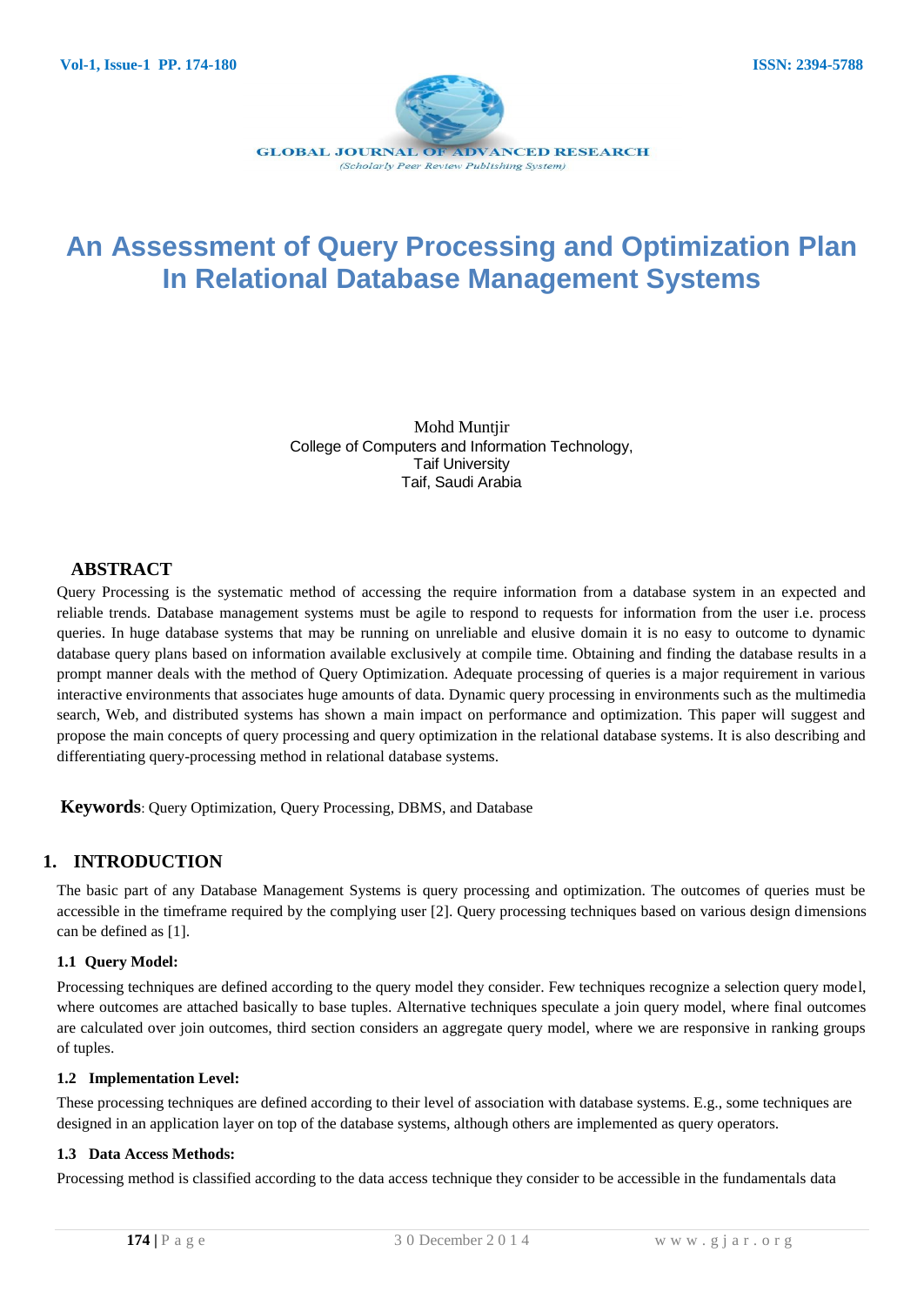# An Assessment of Query Processing and Optimization Plan In Relational Database Management Systems

Mohd Muntjir
College of Computers and Information Technology,
Taif University
Taif, Saudi Arabia

## ABSTRACT

Query Processing is the systematic method of accessing the require information from a database system in an expected and reliable trends. Database management systems must be agile to respond to requests for information from the user i.e. process queries. In huge database systems that may be running on unreliable and elusive domain it is no easy to outcome to dynamic database query plans based on information available exclusively at compile time. Obtaining and finding the database results in a prompt manner deals with the method of Query Optimization. Adequate processing of queries is a major requirement in various interactive environments that associates huge amounts of data. Dynamic query processing in environments such as the multimedia search, Web, and distributed systems has shown a main impact on performance and optimization. This paper will suggest and propose the main concepts of query processing and query optimization in the relational database systems. It is also describing and differentiating query-processing method in relational database systems.

**Keywords**: Query Optimization, Query Processing, DBMS, and Database

## 1. INTRODUCTION

The basic part of any Database Management Systems is query processing and optimization. The outcomes of queries must be accessible in the timeframe required by the complying user [2]. Query processing techniques based on various design dimensions can be defined as [1].

### 1.1 Query Model:

Processing techniques are defined according to the query model they consider. Few techniques recognize a selection query model, where outcomes are attached basically to base tuples. Alternative techniques speculate a join query model, where final outcomes are calculated over join outcomes, third section considers an aggregate query model, where we are responsive in ranking groups of tuples.

### 1.2 Implementation Level:

These processing techniques are defined according to their level of association with database systems. E.g., some techniques are designed in an application layer on top of the database systems, although others are implemented as query operators.

### 1.3 Data Access Methods:

Processing method is classified according to the data access technique they consider to be accessible in the fundamentals data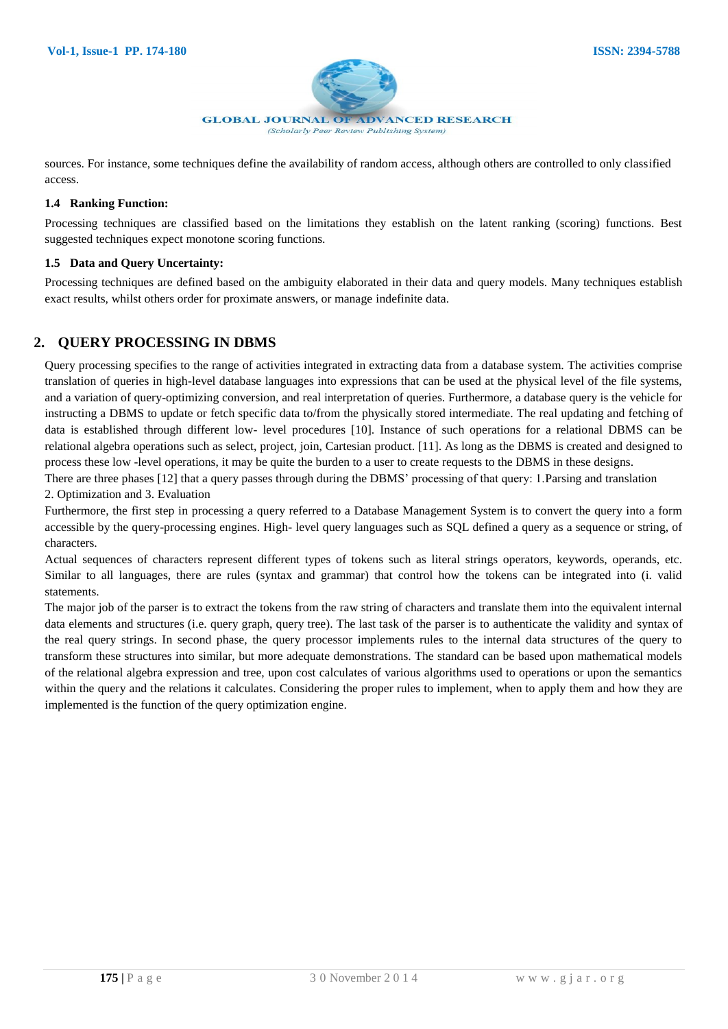sources. For instance, some techniques define the availability of random access, although others are controlled to only classified access.

### 1.4 Ranking Function:

Processing techniques are classified based on the limitations they establish on the latent ranking (scoring) functions. Best suggested techniques expect monotone scoring functions.

### 1.5 Data and Query Uncertainty:

Processing techniques are defined based on the ambiguity elaborated in their data and query models. Many techniques establish exact results, whilst others order for proximate answers, or manage indefinite data.

## 2. QUERY PROCESSING IN DBMS

Query processing specifies to the range of activities integrated in extracting data from a database system. The activities comprise translation of queries in high-level database languages into expressions that can be used at the physical level of the file systems, and a variation of query-optimizing conversion, and real interpretation of queries. Furthermore, a database query is the vehicle for instructing a DBMS to update or fetch specific data to/from the physically stored intermediate. The real updating and fetching of data is established through different low- level procedures [10]. Instance of such operations for a relational DBMS can be relational algebra operations such as select, project, join, Cartesian product. [11]. As long as the DBMS is created and designed to process these low -level operations, it may be quite the burden to a user to create requests to the DBMS in these designs.

There are three phases [12] that a query passes through during the DBMS' processing of that query: 1.Parsing and translation 2. Optimization and 3. Evaluation

Furthermore, the first step in processing a query referred to a Database Management System is to convert the query into a form accessible by the query-processing engines. High- level query languages such as SQL defined a query as a sequence or string, of characters.

Actual sequences of characters represent different types of tokens such as literal strings operators, keywords, operands, etc. Similar to all languages, there are rules (syntax and grammar) that control how the tokens can be integrated into (i. valid statements.

The major job of the parser is to extract the tokens from the raw string of characters and translate them into the equivalent internal data elements and structures (i.e. query graph, query tree). The last task of the parser is to authenticate the validity and syntax of the real query strings. In second phase, the query processor implements rules to the internal data structures of the query to transform these structures into similar, but more adequate demonstrations. The standard can be based upon mathematical models of the relational algebra expression and tree, upon cost calculates of various algorithms used to operations or upon the semantics within the query and the relations it calculates. Considering the proper rules to implement, when to apply them and how they are implemented is the function of the query optimization engine.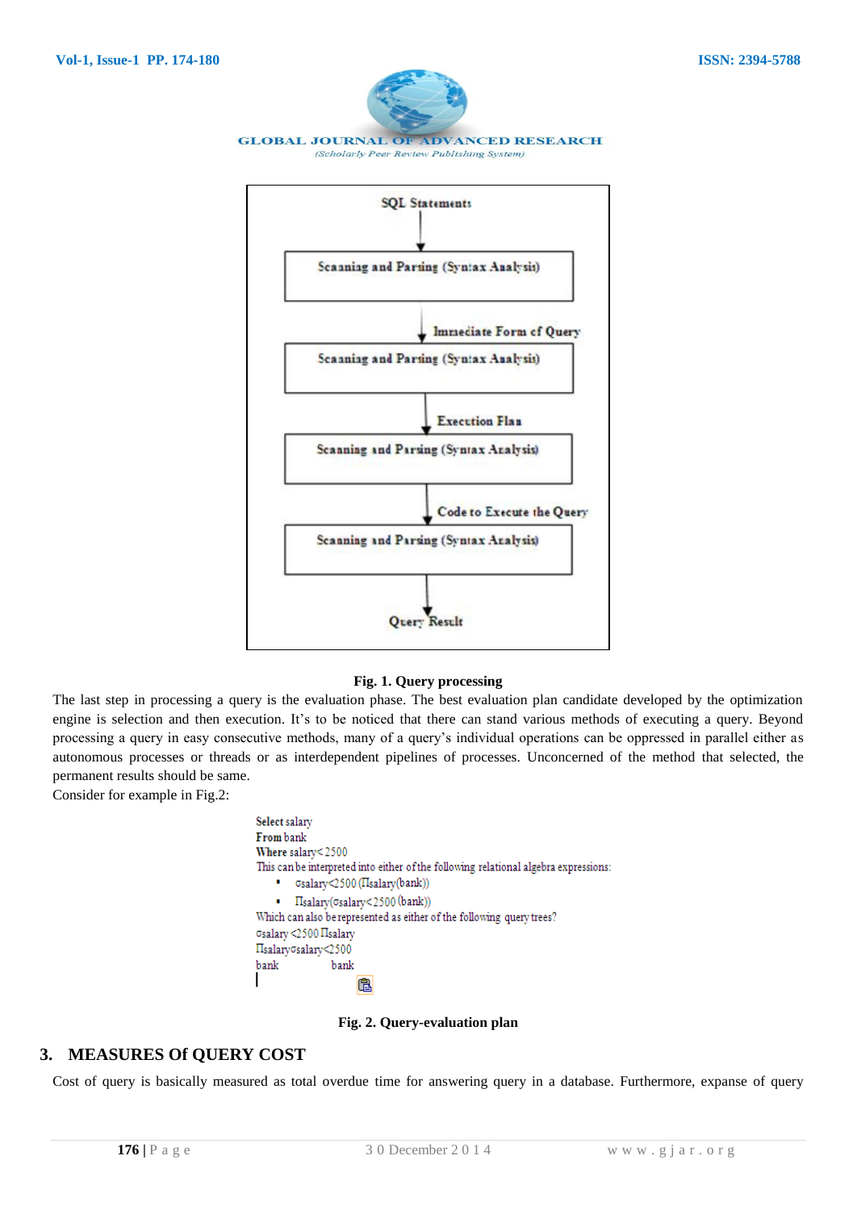SQL Statements

↓

Scanning and Parsing (Syntax Analysis)

↓ Immediate Form of Query

Scanning and Parsing (Syntax Analysis)

↓ Execution Plan

Scanning and Parsing (Syntax Analysis)

↓ Code to Execute the Query

Scanning and Parsing (Syntax Analysis)

↓

Query Result

**Fig. 1. Query processing**

The last step in processing a query is the evaluation phase. The best evaluation plan candidate developed by the optimization engine is selection and then execution. It's to be noticed that there can stand various methods of executing a query. Beyond processing a query in easy consecutive methods, many of a query's individual operations can be oppressed in parallel either as autonomous processes or threads or as interdependent pipelines of processes. Unconcerned of the method that selected, the permanent results should be same.

Consider for example in Fig.2:

**Select** salary
**From** bank
**Where** salary< 2500

This can be interpreted into either of the following relational algebra expressions:

- $\sigma_{salary<2500}(\Pi_{salary}(bank))$
- $\Pi_{salary}(\sigma_{salary<2500}(bank))$

Which can also be represented as either of the following query trees?

σsalary <2500 Πsalary
Πsalary σsalary<2500
bank bank

**Fig. 2. Query-evaluation plan**

## 3. MEASURES Of QUERY COST

Cost of query is basically measured as total overdue time for answering query in a database. Furthermore, expanse of query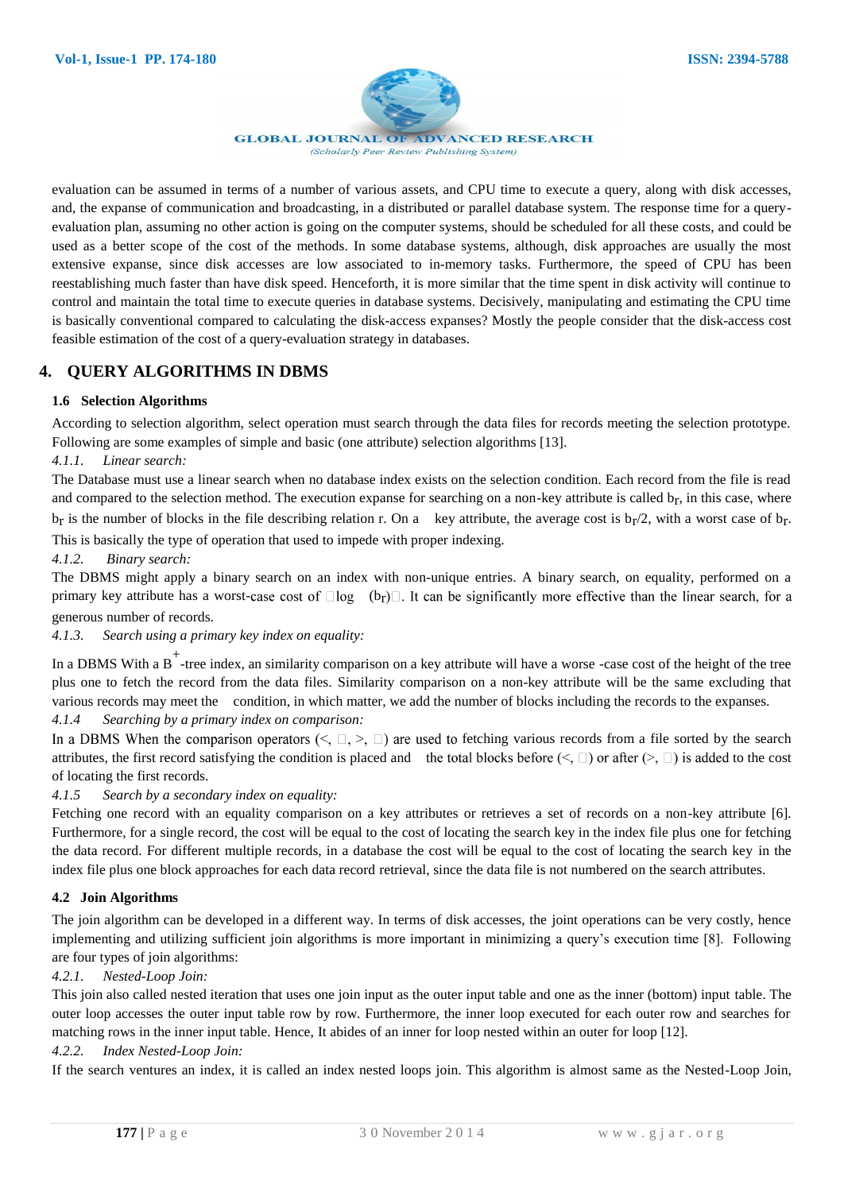evaluation can be assumed in terms of a number of various assets, and CPU time to execute a query, along with disk accesses, and, the expanse of communication and broadcasting, in a distributed or parallel database system. The response time for a query-evaluation plan, assuming no other action is going on the computer systems, should be scheduled for all these costs, and could be used as a better scope of the cost of the methods. In some database systems, although, disk approaches are usually the most extensive expanse, since disk accesses are low associated to in-memory tasks. Furthermore, the speed of CPU has been reestablishing much faster than have disk speed. Henceforth, it is more similar that the time spent in disk activity will continue to control and maintain the total time to execute queries in database systems. Decisively, manipulating and estimating the CPU time is basically conventional compared to calculating the disk-access expanses? Mostly the people consider that the disk-access cost feasible estimation of the cost of a query-evaluation strategy in databases.

## 4. QUERY ALGORITHMS IN DBMS

### 1.6 Selection Algorithms

According to selection algorithm, select operation must search through the data files for records meeting the selection prototype. Following are some examples of simple and basic (one attribute) selection algorithms [13].

*4.1.1. Linear search:*

The Database must use a linear search when no database index exists on the selection condition. Each record from the file is read and compared to the selection method. The execution expanse for searching on a non-key attribute is called $b_r$, in this case, where $b_r$ is the number of blocks in the file describing relation r. On a key attribute, the average cost is $b_r/2$, with a worst case of $b_r$. This is basically the type of operation that used to impede with proper indexing.

*4.1.2. Binary search:*

The DBMS might apply a binary search on an index with non-unique entries. A binary search, on equality, performed on a primary key attribute has a worst-case cost of $\lceil \log (b_r) \rceil$. It can be significantly more effective than the linear search, for a generous number of records.

*4.1.3. Search using a primary key index on equality:*

In a DBMS With a $B^+$-tree index, an similarity comparison on a key attribute will have a worse -case cost of the height of the tree plus one to fetch the record from the data files. Similarity comparison on a non-key attribute will be the same excluding that various records may meet the condition, in which matter, we add the number of blocks including the records to the expanses.

*4.1.4 Searching by a primary index on comparison:*

In a DBMS When the comparison operators ($<$, $\leq$, $>$, $\geq$) are used to fetching various records from a file sorted by the search attributes, the first record satisfying the condition is placed and the total blocks before ($<$, $\leq$) or after ($>$, $\geq$) is added to the cost of locating the first records.

*4.1.5 Search by a secondary index on equality:*

Fetching one record with an equality comparison on a key attributes or retrieves a set of records on a non-key attribute [6]. Furthermore, for a single record, the cost will be equal to the cost of locating the search key in the index file plus one for fetching the data record. For different multiple records, in a database the cost will be equal to the cost of locating the search key in the index file plus one block approaches for each data record retrieval, since the data file is not numbered on the search attributes.

### 4.2 Join Algorithms

The join algorithm can be developed in a different way. In terms of disk accesses, the joint operations can be very costly, hence implementing and utilizing sufficient join algorithms is more important in minimizing a query's execution time [8]. Following are four types of join algorithms:

*4.2.1. Nested-Loop Join:*

This join also called nested iteration that uses one join input as the outer input table and one as the inner (bottom) input table. The outer loop accesses the outer input table row by row. Furthermore, the inner loop executed for each outer row and searches for matching rows in the inner input table. Hence, It abides of an inner for loop nested within an outer for loop [12].

*4.2.2. Index Nested-Loop Join:*

If the search ventures an index, it is called an index nested loops join. This algorithm is almost same as the Nested-Loop Join,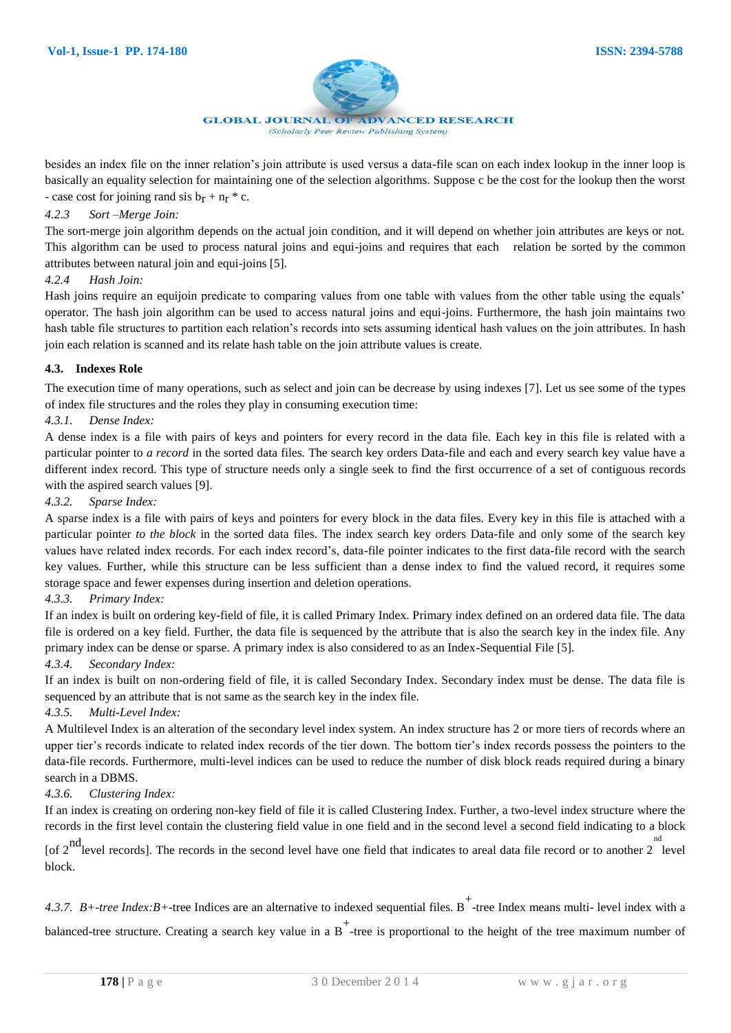besides an index file on the inner relation's join attribute is used versus a data-file scan on each index lookup in the inner loop is basically an equality selection for maintaining one of the selection algorithms. Suppose c be the cost for the lookup then the worst - case cost for joining rand sis $b_r + n_r * c$.

*4.2.3 Sort –Merge Join:*

The sort-merge join algorithm depends on the actual join condition, and it will depend on whether join attributes are keys or not. This algorithm can be used to process natural joins and equi-joins and requires that each relation be sorted by the common attributes between natural join and equi-joins [5].

*4.2.4 Hash Join:*

Hash joins require an equijoin predicate to comparing values from one table with values from the other table using the equals' operator. The hash join algorithm can be used to access natural joins and equi-joins. Furthermore, the hash join maintains two hash table file structures to partition each relation's records into sets assuming identical hash values on the join attributes. In hash join each relation is scanned and its relate hash table on the join attribute values is create.

### 4.3. Indexes Role

The execution time of many operations, such as select and join can be decrease by using indexes [7]. Let us see some of the types of index file structures and the roles they play in consuming execution time:

*4.3.1. Dense Index:*

A dense index is a file with pairs of keys and pointers for every record in the data file. Each key in this file is related with a particular pointer to *a record* in the sorted data files. The search key orders Data-file and each and every search key value have a different index record. This type of structure needs only a single seek to find the first occurrence of a set of contiguous records with the aspired search values [9].

*4.3.2. Sparse Index:*

A sparse index is a file with pairs of keys and pointers for every block in the data files. Every key in this file is attached with a particular pointer *to the block* in the sorted data files. The index search key orders Data-file and only some of the search key values have related index records. For each index record's, data-file pointer indicates to the first data-file record with the search key values. Further, while this structure can be less sufficient than a dense index to find the valued record, it requires some storage space and fewer expenses during insertion and deletion operations.

*4.3.3. Primary Index:*

If an index is built on ordering key-field of file, it is called Primary Index. Primary index defined on an ordered data file. The data file is ordered on a key field. Further, the data file is sequenced by the attribute that is also the search key in the index file. Any primary index can be dense or sparse. A primary index is also considered to as an Index-Sequential File [5].

*4.3.4. Secondary Index:*

If an index is built on non-ordering field of file, it is called Secondary Index. Secondary index must be dense. The data file is sequenced by an attribute that is not same as the search key in the index file.

*4.3.5. Multi-Level Index:*

A Multilevel Index is an alteration of the secondary level index system. An index structure has 2 or more tiers of records where an upper tier's records indicate to related index records of the tier down. The bottom tier's index records possess the pointers to the data-file records. Furthermore, multi-level indices can be used to reduce the number of disk block reads required during a binary search in a DBMS.

*4.3.6. Clustering Index:*

If an index is creating on ordering non-key field of file it is called Clustering Index. Further, a two-level index structure where the records in the first level contain the clustering field value in one field and in the second level a second field indicating to a block [of 2nd level records]. The records in the second level have one field that indicates to areal data file record or to another 2nd level block.

*4.3.7. B+-tree Index:B+*-tree Indices are an alternative to indexed sequential files. $B^+$-tree Index means multi- level index with a balanced-tree structure. Creating a search key value in a $B^+$-tree is proportional to the height of the tree maximum number of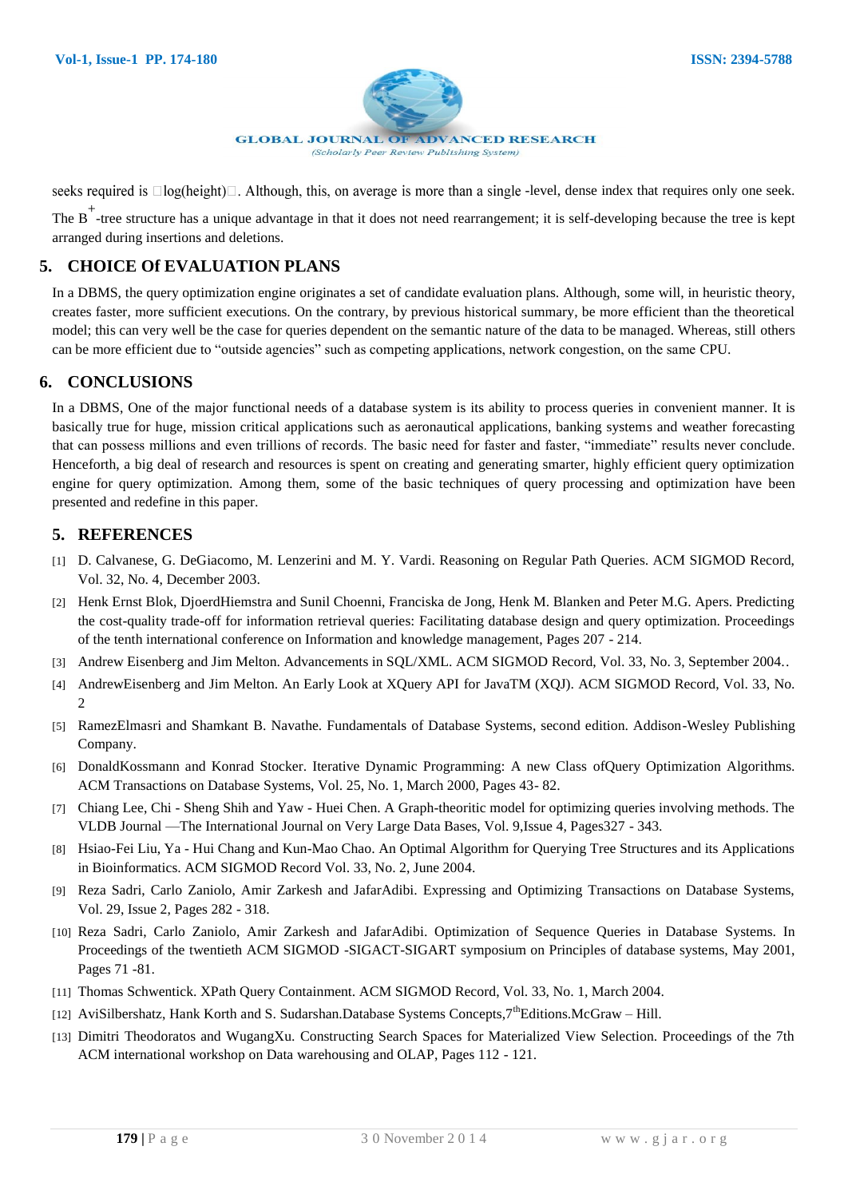seeks required is ⌈log(height)⌉. Although, this, on average is more than a single -level, dense index that requires only one seek. The $B^+$-tree structure has a unique advantage in that it does not need rearrangement; it is self-developing because the tree is kept arranged during insertions and deletions.

## 5. CHOICE Of EVALUATION PLANS

In a DBMS, the query optimization engine originates a set of candidate evaluation plans. Although, some will, in heuristic theory, creates faster, more sufficient executions. On the contrary, by previous historical summary, be more efficient than the theoretical model; this can very well be the case for queries dependent on the semantic nature of the data to be managed. Whereas, still others can be more efficient due to "outside agencies" such as competing applications, network congestion, on the same CPU.

## 6. CONCLUSIONS

In a DBMS, One of the major functional needs of a database system is its ability to process queries in convenient manner. It is basically true for huge, mission critical applications such as aeronautical applications, banking systems and weather forecasting that can possess millions and even trillions of records. The basic need for faster and faster, "immediate" results never conclude. Henceforth, a big deal of research and resources is spent on creating and generating smarter, highly efficient query optimization engine for query optimization. Among them, some of the basic techniques of query processing and optimization have been presented and redefine in this paper.

## 5. REFERENCES

[1] D. Calvanese, G. DeGiacomo, M. Lenzerini and M. Y. Vardi. Reasoning on Regular Path Queries. ACM SIGMOD Record, Vol. 32, No. 4, December 2003.

[2] Henk Ernst Blok, DjoerdHiemstra and Sunil Choenni, Franciska de Jong, Henk M. Blanken and Peter M.G. Apers. Predicting the cost-quality trade-off for information retrieval queries: Facilitating database design and query optimization. Proceedings of the tenth international conference on Information and knowledge management, Pages 207 - 214.

[3] Andrew Eisenberg and Jim Melton. Advancements in SQL/XML. ACM SIGMOD Record, Vol. 33, No. 3, September 2004..

[4] AndrewEisenberg and Jim Melton. An Early Look at XQuery API for JavaTM (XQJ). ACM SIGMOD Record, Vol. 33, No. 2

[5] RamezElmasri and Shamkant B. Navathe. Fundamentals of Database Systems, second edition. Addison-Wesley Publishing Company.

[6] DonaldKossmann and Konrad Stocker. Iterative Dynamic Programming: A new Class ofQuery Optimization Algorithms. ACM Transactions on Database Systems, Vol. 25, No. 1, March 2000, Pages 43- 82.

[7] Chiang Lee, Chi - Sheng Shih and Yaw - Huei Chen. A Graph-theoritic model for optimizing queries involving methods. The VLDB Journal —The International Journal on Very Large Data Bases, Vol. 9,Issue 4, Pages327 - 343.

[8] Hsiao-Fei Liu, Ya - Hui Chang and Kun-Mao Chao. An Optimal Algorithm for Querying Tree Structures and its Applications in Bioinformatics. ACM SIGMOD Record Vol. 33, No. 2, June 2004.

[9] Reza Sadri, Carlo Zaniolo, Amir Zarkesh and JafarAdibi. Expressing and Optimizing Transactions on Database Systems, Vol. 29, Issue 2, Pages 282 - 318.

[10] Reza Sadri, Carlo Zaniolo, Amir Zarkesh and JafarAdibi. Optimization of Sequence Queries in Database Systems. In Proceedings of the twentieth ACM SIGMOD -SIGACT-SIGART symposium on Principles of database systems, May 2001, Pages 71 -81.

[11] Thomas Schwentick. XPath Query Containment. ACM SIGMOD Record, Vol. 33, No. 1, March 2004.

[12] AviSilbershatz, Hank Korth and S. Sudarshan.Database Systems Concepts,7thEditions.McGraw – Hill.

[13] Dimitri Theodoratos and WugangXu. Constructing Search Spaces for Materialized View Selection. Proceedings of the 7th ACM international workshop on Data warehousing and OLAP, Pages 112 - 121.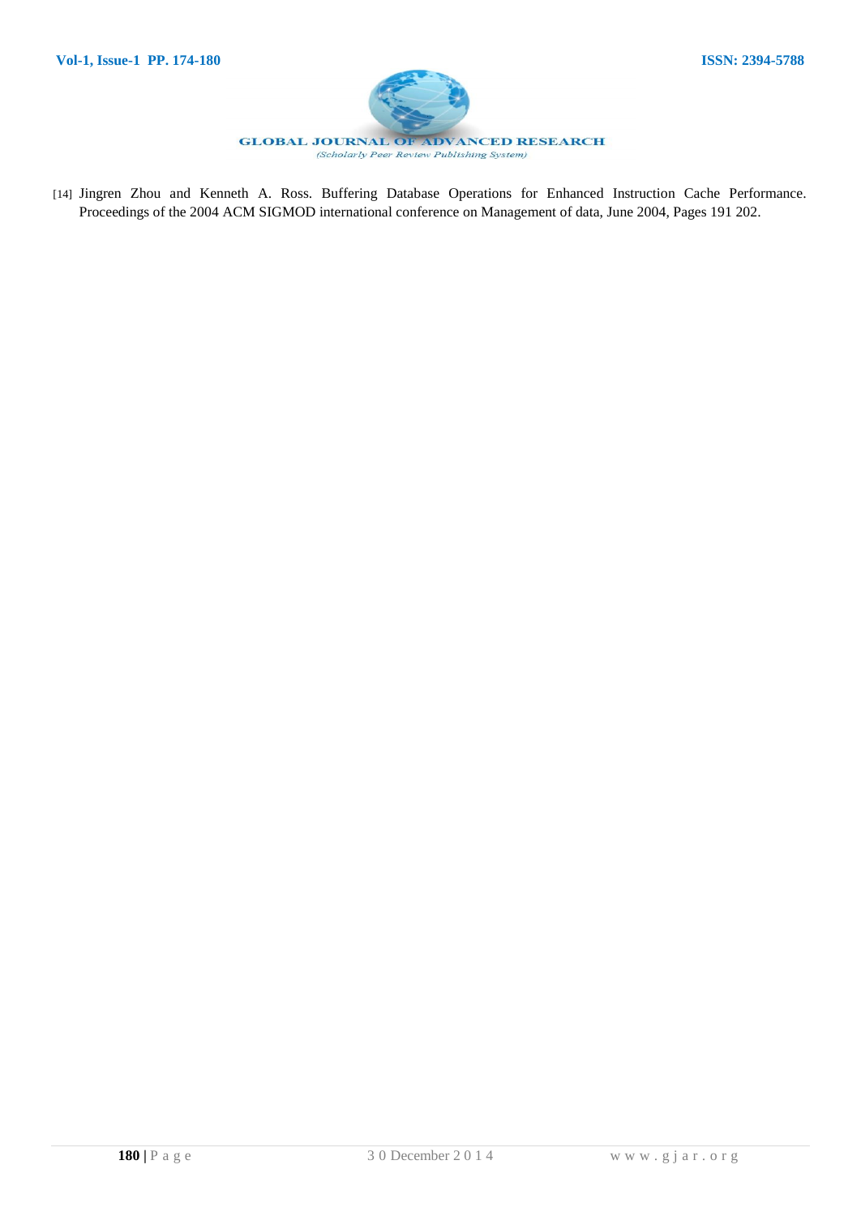[14] Jingren Zhou and Kenneth A. Ross. Buffering Database Operations for Enhanced Instruction Cache Performance. Proceedings of the 2004 ACM SIGMOD international conference on Management of data, June 2004, Pages 191 202.